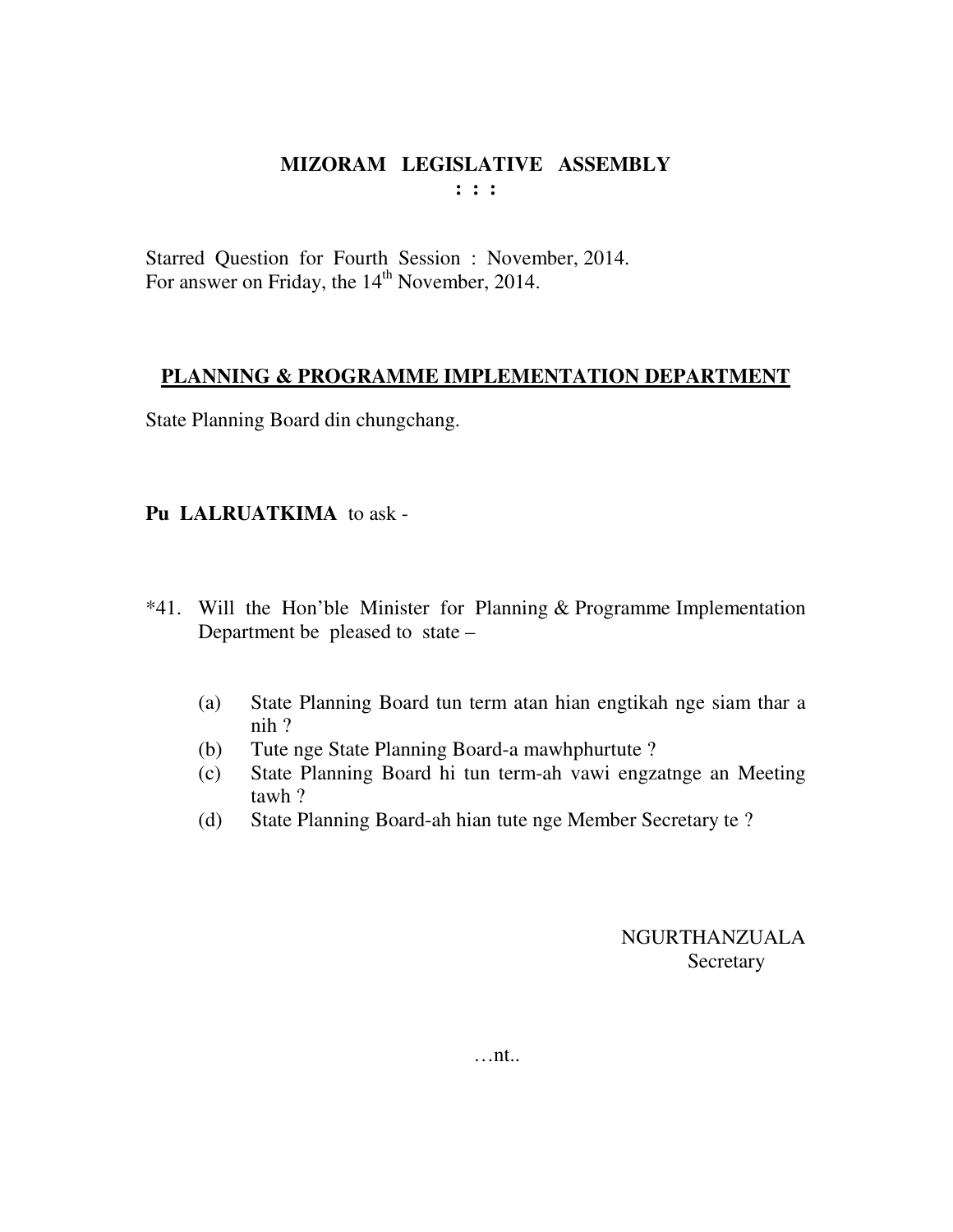# MIZORAM LEGISLATIVE ASSEMBLY

**: : :**

Starred Question for Fourth Session : November, 2014.
For answer on Friday, the 14th November, 2014.

## PLANNING & PROGRAMME IMPLEMENTATION DEPARTMENT

State Planning Board din chungchang.

**Pu LALRUATKIMA** to ask -

*41. Will the Hon'ble Minister for Planning & Programme Implementation Department be pleased to state –

(a) State Planning Board tun term atan hian engtikah nge siam thar a nih ?
(b) Tute nge State Planning Board-a mawhphurtute ?
(c) State Planning Board hi tun term-ah vawi engzatnge an Meeting tawh ?
(d) State Planning Board-ah hian tute nge Member Secretary te ?

NGURTHANZUALA
Secretary

…nt..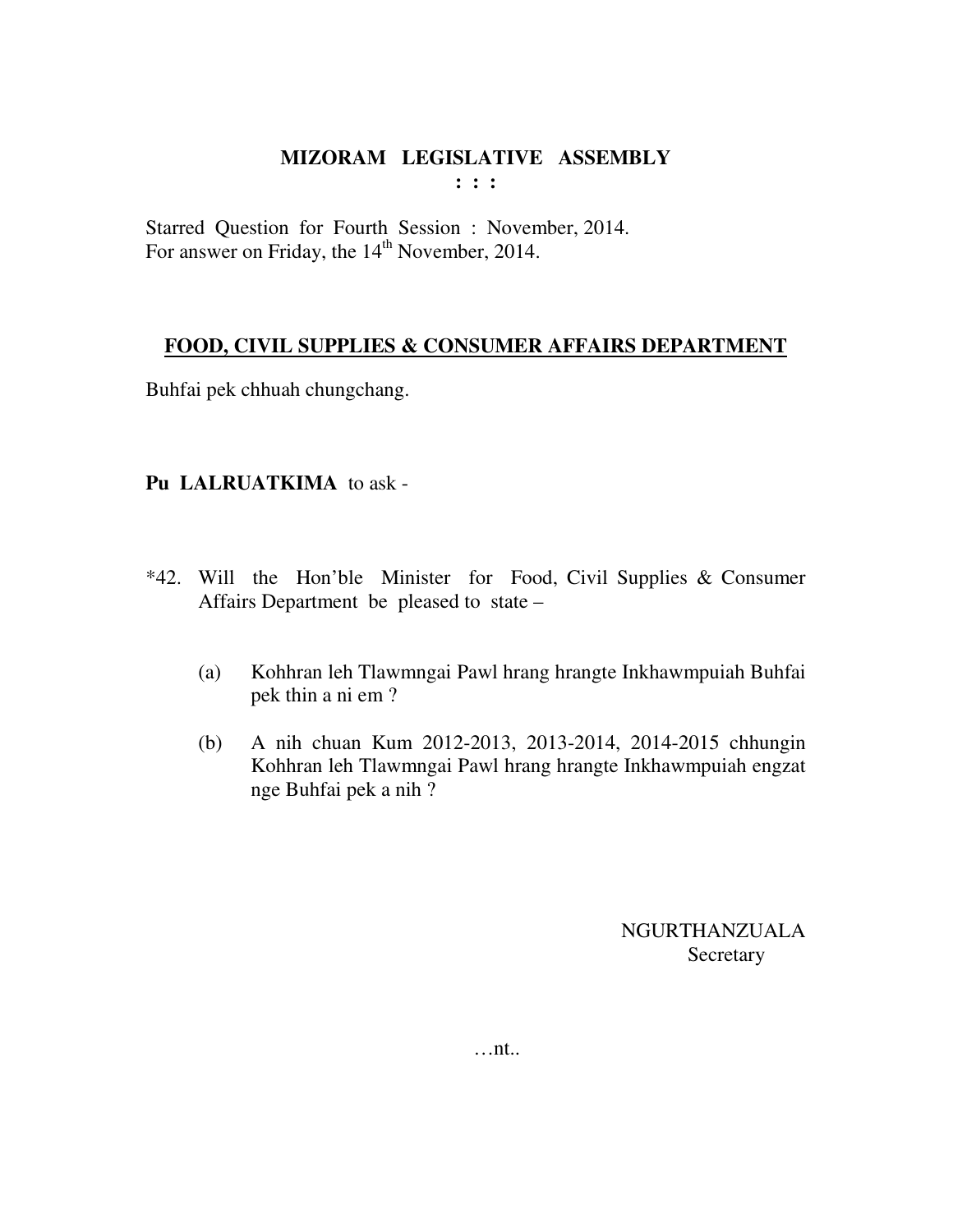# MIZORAM LEGISLATIVE ASSEMBLY

**: : :**

Starred Question for Fourth Session : November, 2014.
For answer on Friday, the 14th November, 2014.

## FOOD, CIVIL SUPPLIES & CONSUMER AFFAIRS DEPARTMENT

Buhfai pek chhuah chungchang.

**Pu LALRUATKIMA** to ask -

*42. Will the Hon'ble Minister for Food, Civil Supplies & Consumer Affairs Department be pleased to state –

(a) Kohhran leh Tlawmngai Pawl hrang hrangte Inkhawmpuiah Buhfai pek thin a ni em ?

(b) A nih chuan Kum 2012-2013, 2013-2014, 2014-2015 chhungin Kohhran leh Tlawmngai Pawl hrang hrangte Inkhawmpuiah engzat nge Buhfai pek a nih ?

NGURTHANZUALA
Secretary

…nt..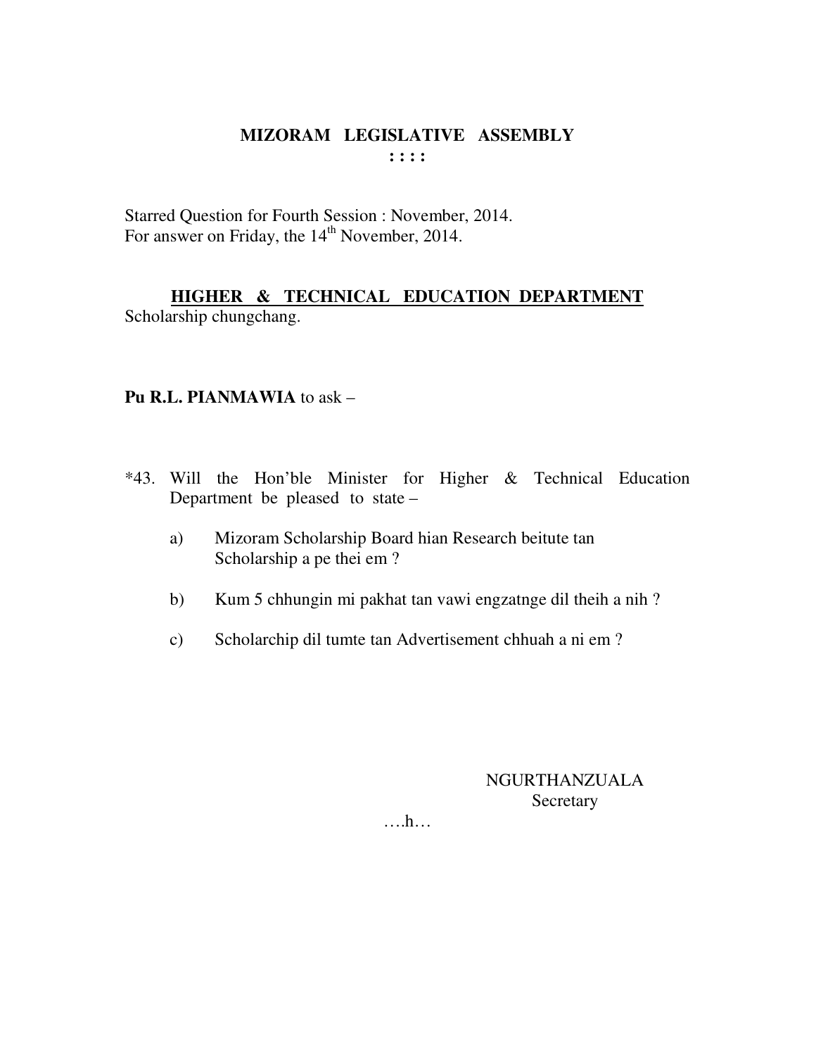# MIZORAM LEGISLATIVE ASSEMBLY

**: : : :**

Starred Question for Fourth Session : November, 2014.
For answer on Friday, the 14th November, 2014.

**HIGHER & TECHNICAL EDUCATION DEPARTMENT**

Scholarship chungchang.

**Pu R.L. PIANMAWIA** to ask –

*43. Will the Hon'ble Minister for Higher & Technical Education Department be pleased to state –

a) Mizoram Scholarship Board hian Research beitute tan Scholarship a pe thei em ?

b) Kum 5 chhungin mi pakhat tan vawi engzatnge dil theih a nih ?

c) Scholarchip dil tumte tan Advertisement chhuah a ni em ?

NGURTHANZUALA
Secretary

….h…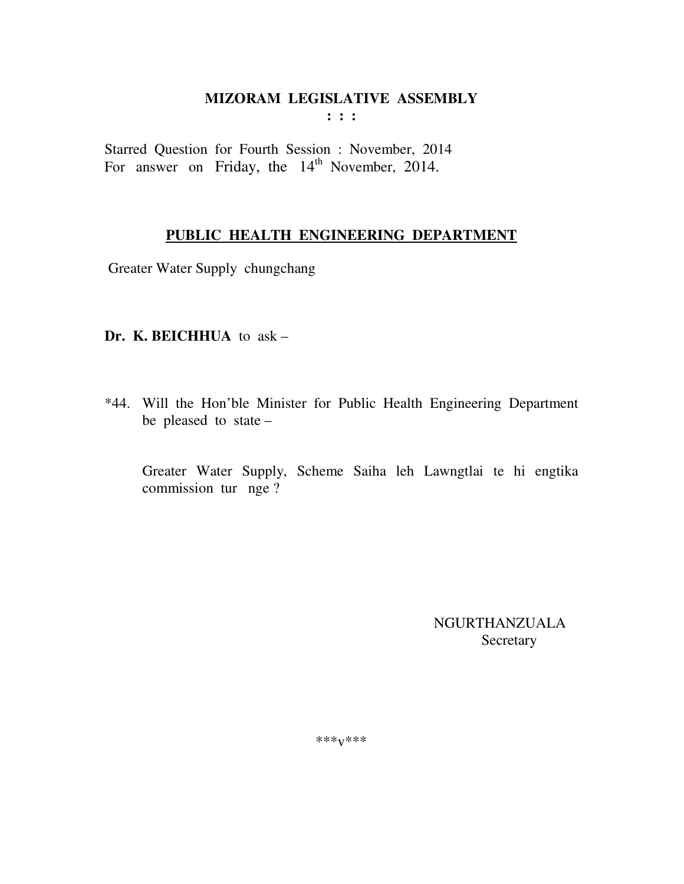# MIZORAM LEGISLATIVE ASSEMBLY

**: : :**

Starred Question for Fourth Session : November, 2014
For answer on Friday, the 14th November, 2014.

## PUBLIC HEALTH ENGINEERING DEPARTMENT

Greater Water Supply chungchang

**Dr. K. BEICHHUA** to ask –

*44. Will the Hon'ble Minister for Public Health Engineering Department be pleased to state –

Greater Water Supply, Scheme Saiha leh Lawngtlai te hi engtika commission tur nge ?

NGURTHANZUALA
Secretary

***v***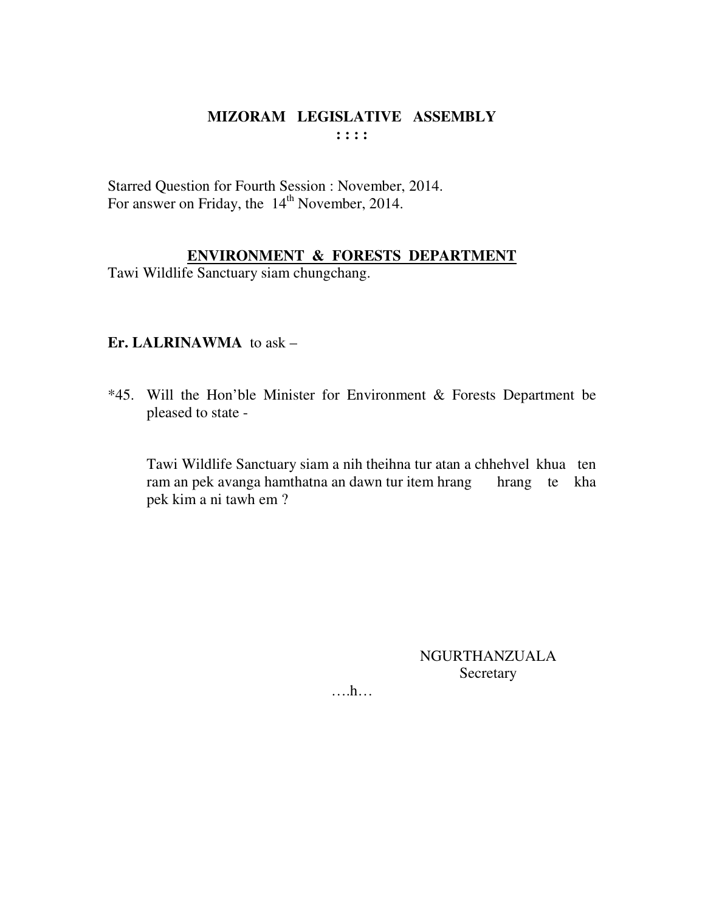**MIZORAM LEGISLATIVE ASSEMBLY**
**: : : :**

Starred Question for Fourth Session : November, 2014.
For answer on Friday, the 14th November, 2014.

**ENVIRONMENT & FORESTS DEPARTMENT**

Tawi Wildlife Sanctuary siam chungchang.

**Er. LALRINAWMA** to ask –

*45. Will the Hon'ble Minister for Environment & Forests Department be pleased to state -

Tawi Wildlife Sanctuary siam a nih theihna tur atan a chhehvel khua ten ram an pek avanga hamthatna an dawn tur item hrang hrang te kha pek kim a ni tawh em ?

NGURTHANZUALA
Secretary

….h…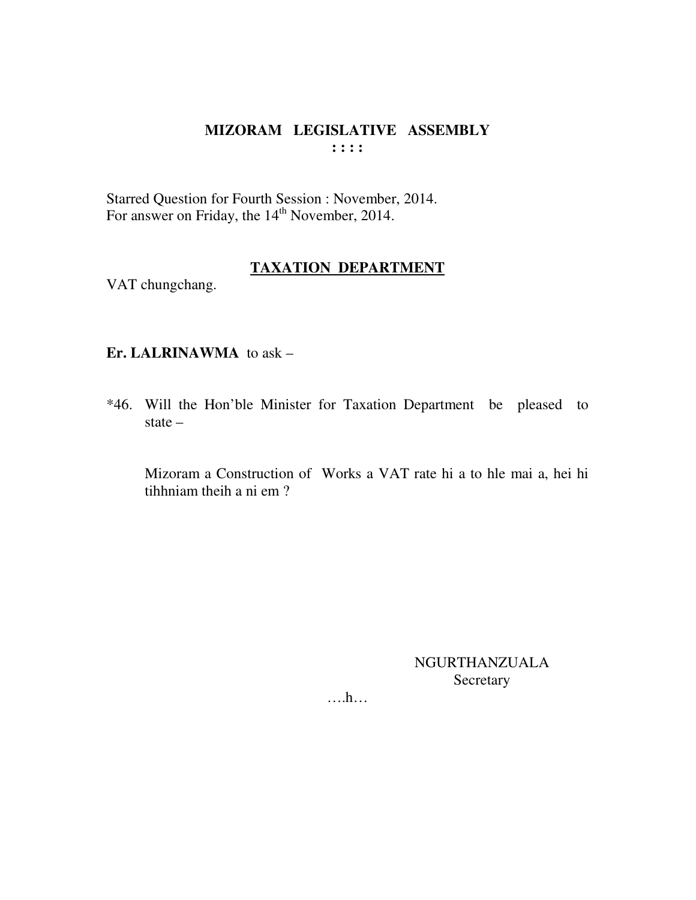# MIZORAM LEGISLATIVE ASSEMBLY

**: : : :**

Starred Question for Fourth Session : November, 2014.
For answer on Friday, the 14th November, 2014.

## TAXATION DEPARTMENT

VAT chungchang.

**Er. LALRINAWMA** to ask –

*46. Will the Hon'ble Minister for Taxation Department be pleased to state –

Mizoram a Construction of Works a VAT rate hi a to hle mai a, hei hi tihhniam theih a ni em ?

NGURTHANZUALA
Secretary

….h…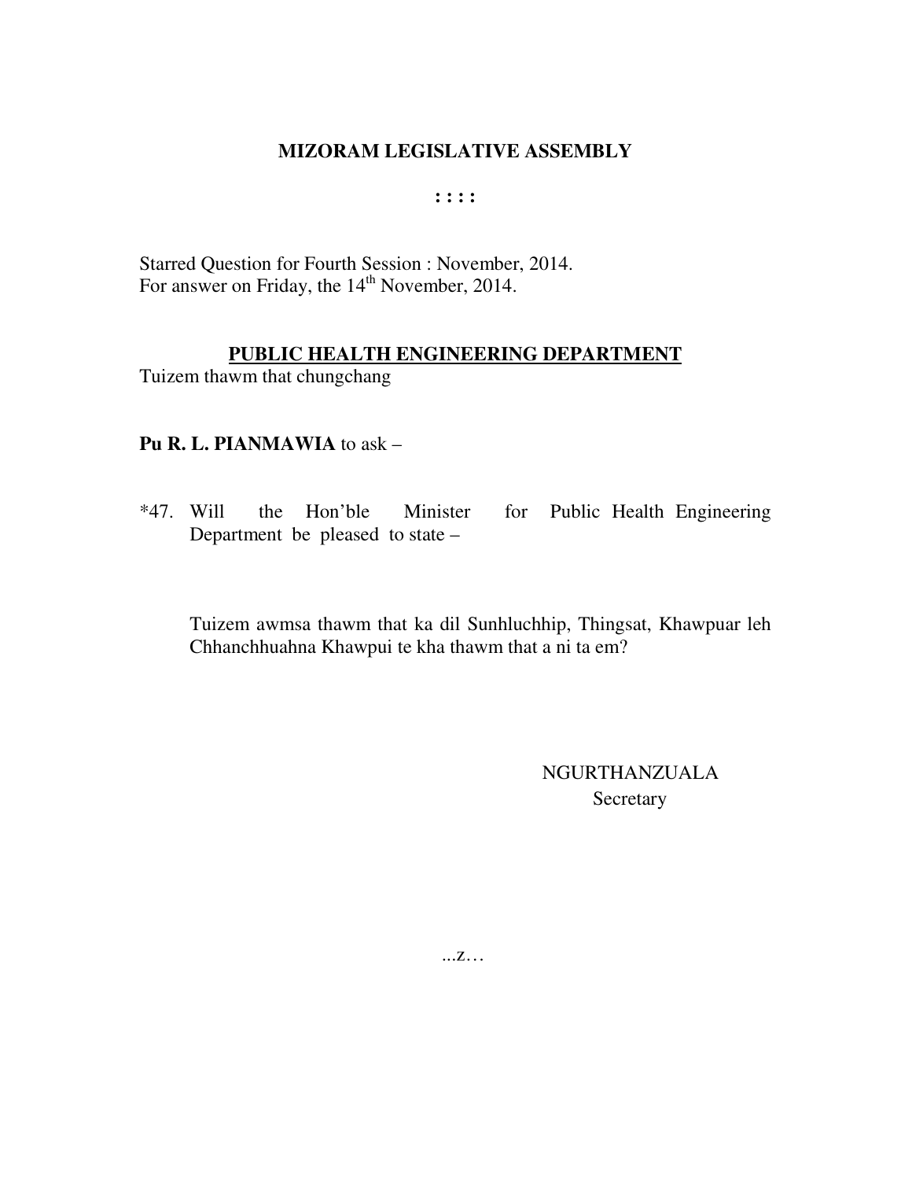# MIZORAM LEGISLATIVE ASSEMBLY

**: : : :**

Starred Question for Fourth Session : November, 2014.
For answer on Friday, the 14th November, 2014.

## PUBLIC HEALTH ENGINEERING DEPARTMENT

Tuizem thawm that chungchang

**Pu R. L. PIANMAWIA** to ask –

*47. Will the Hon'ble Minister for Public Health Engineering Department be pleased to state –

Tuizem awmsa thawm that ka dil Sunhluchhip, Thingsat, Khawpuar leh Chhanchhuahna Khawpui te kha thawm that a ni ta em?

NGURTHANZUALA
Secretary

...z…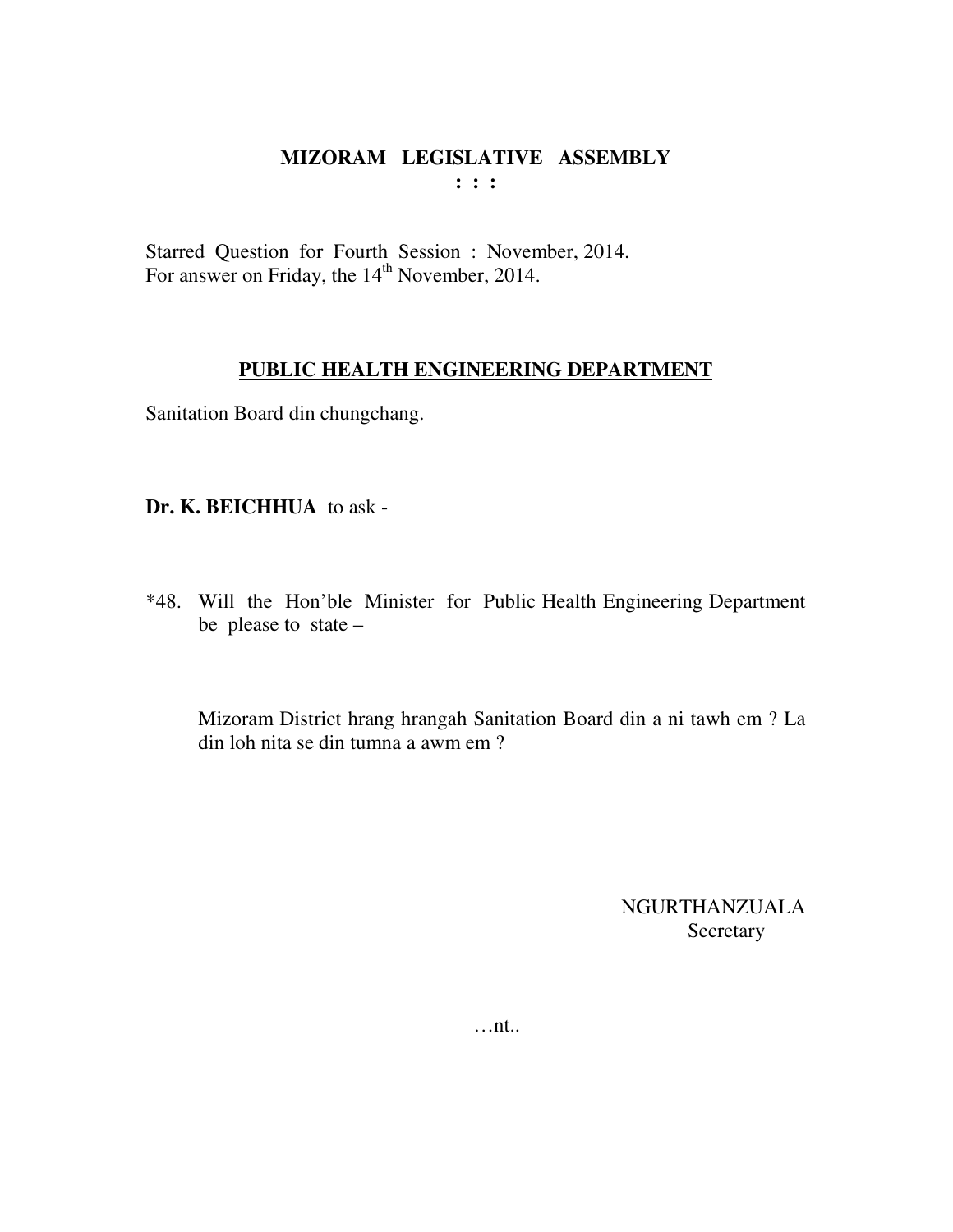**MIZORAM LEGISLATIVE ASSEMBLY**
**: : :**

Starred Question for Fourth Session : November, 2014.
For answer on Friday, the 14th November, 2014.

**PUBLIC HEALTH ENGINEERING DEPARTMENT**

Sanitation Board din chungchang.

**Dr. K. BEICHHUA** to ask -

*48. Will the Hon'ble Minister for Public Health Engineering Department be please to state –

Mizoram District hrang hrangah Sanitation Board din a ni tawh em ? La din loh nita se din tumna a awm em ?

NGURTHANZUALA
Secretary

…nt..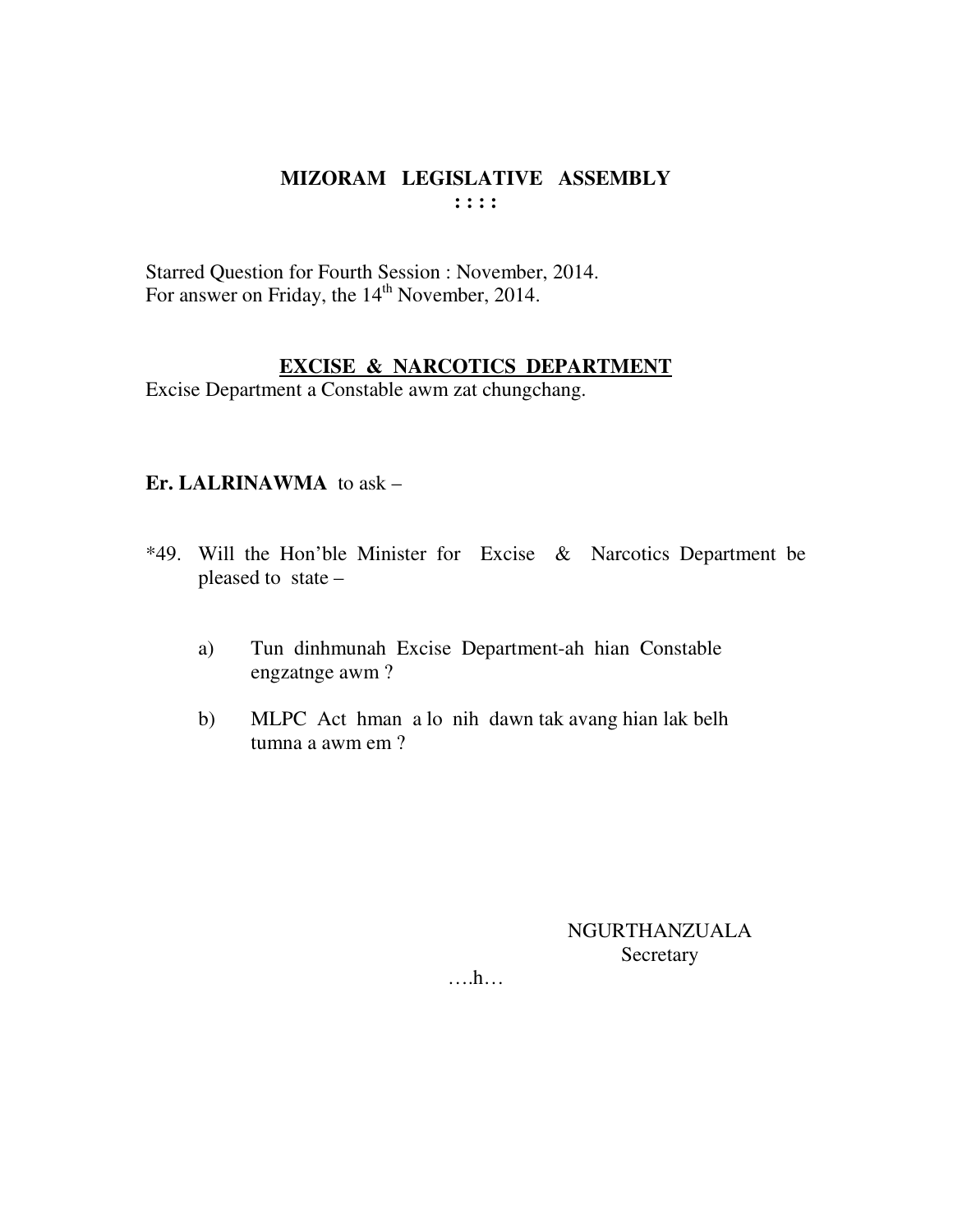**MIZORAM LEGISLATIVE ASSEMBLY**
**: : : :**

Starred Question for Fourth Session : November, 2014.
For answer on Friday, the 14th November, 2014.

**EXCISE & NARCOTICS DEPARTMENT**

Excise Department a Constable awm zat chungchang.

**Er. LALRINAWMA** to ask –

*49. Will the Hon'ble Minister for Excise & Narcotics Department be pleased to state –

a) Tun dinhmunah Excise Department-ah hian Constable engzatnge awm ?

b) MLPC Act hman a lo nih dawn tak avang hian lak belh tumna a awm em ?

NGURTHANZUALA
Secretary

….h…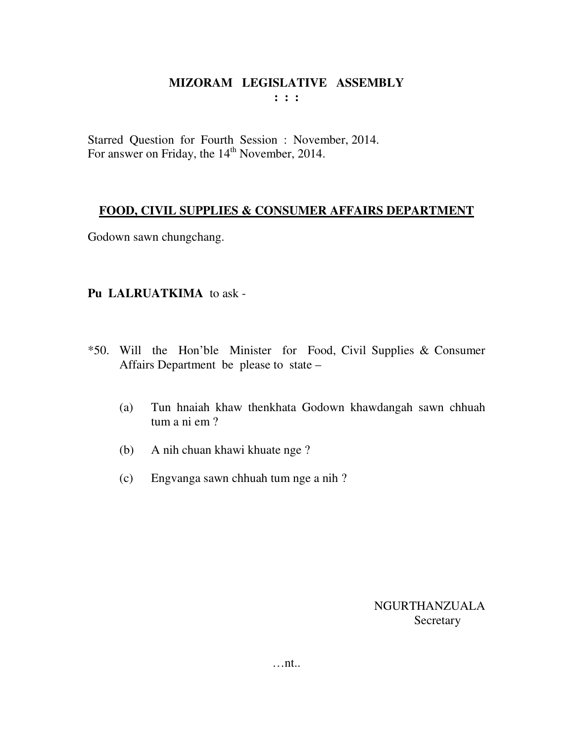**MIZORAM LEGISLATIVE ASSEMBLY**

**: : :**

Starred Question for Fourth Session : November, 2014.
For answer on Friday, the 14th November, 2014.

**FOOD, CIVIL SUPPLIES & CONSUMER AFFAIRS DEPARTMENT**

Godown sawn chungchang.

**Pu LALRUATKIMA** to ask -

*50. Will the Hon'ble Minister for Food, Civil Supplies & Consumer Affairs Department be please to state –

(a) Tun hnaiah khaw thenkhata Godown khawdangah sawn chhuah tum a ni em ?

(b) A nih chuan khawi khuate nge ?

(c) Engvanga sawn chhuah tum nge a nih ?

NGURTHANZUALA
Secretary

…nt..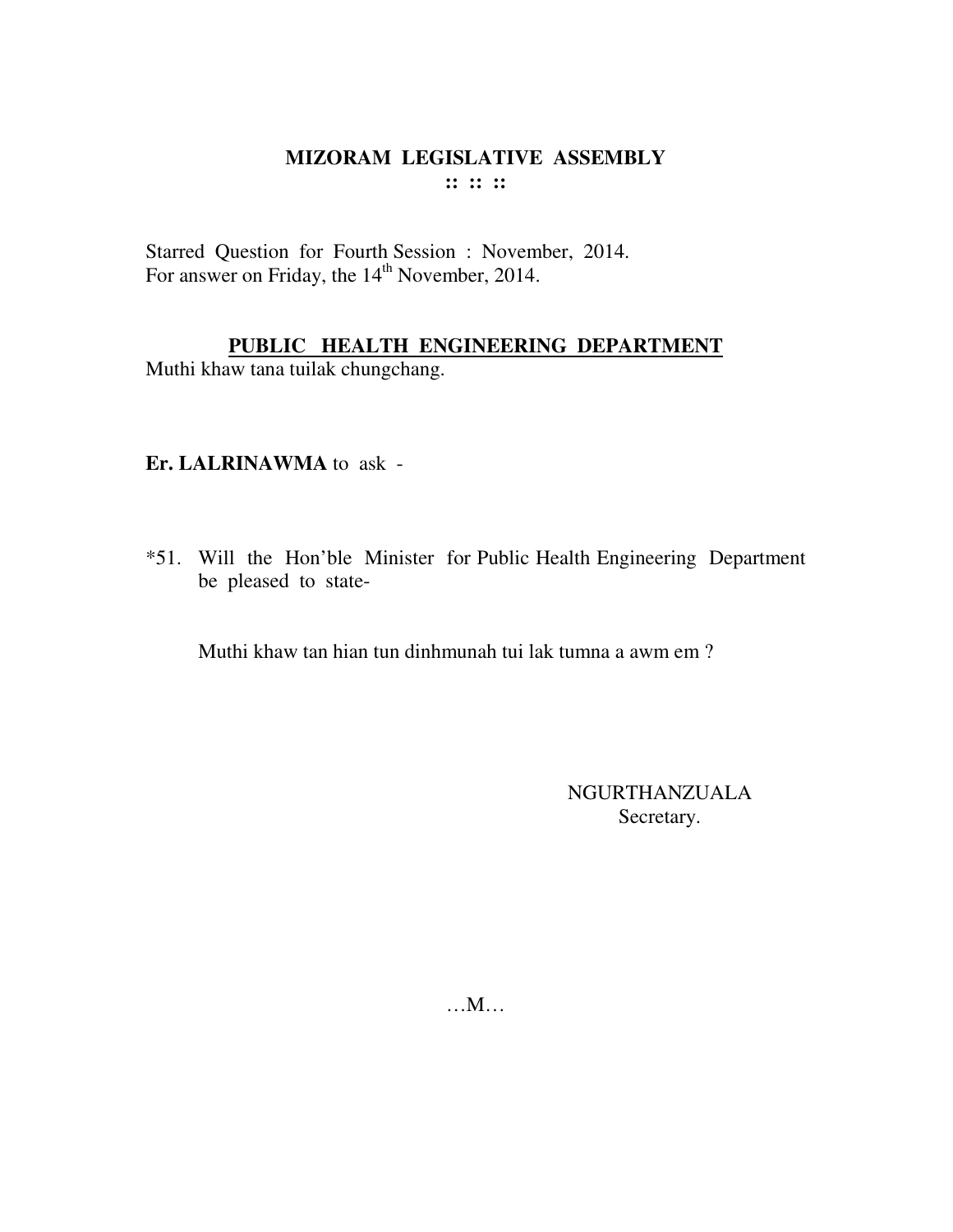# MIZORAM LEGISLATIVE ASSEMBLY

:: :: ::

Starred Question for Fourth Session : November, 2014.
For answer on Friday, the 14th November, 2014.

## PUBLIC HEALTH ENGINEERING DEPARTMENT

Muthi khaw tana tuilak chungchang.

**Er. LALRINAWMA** to ask -

*51. Will the Hon'ble Minister for Public Health Engineering Department be pleased to state-

Muthi khaw tan hian tun dinhmunah tui lak tumna a awm em ?

NGURTHANZUALA
Secretary.

…M…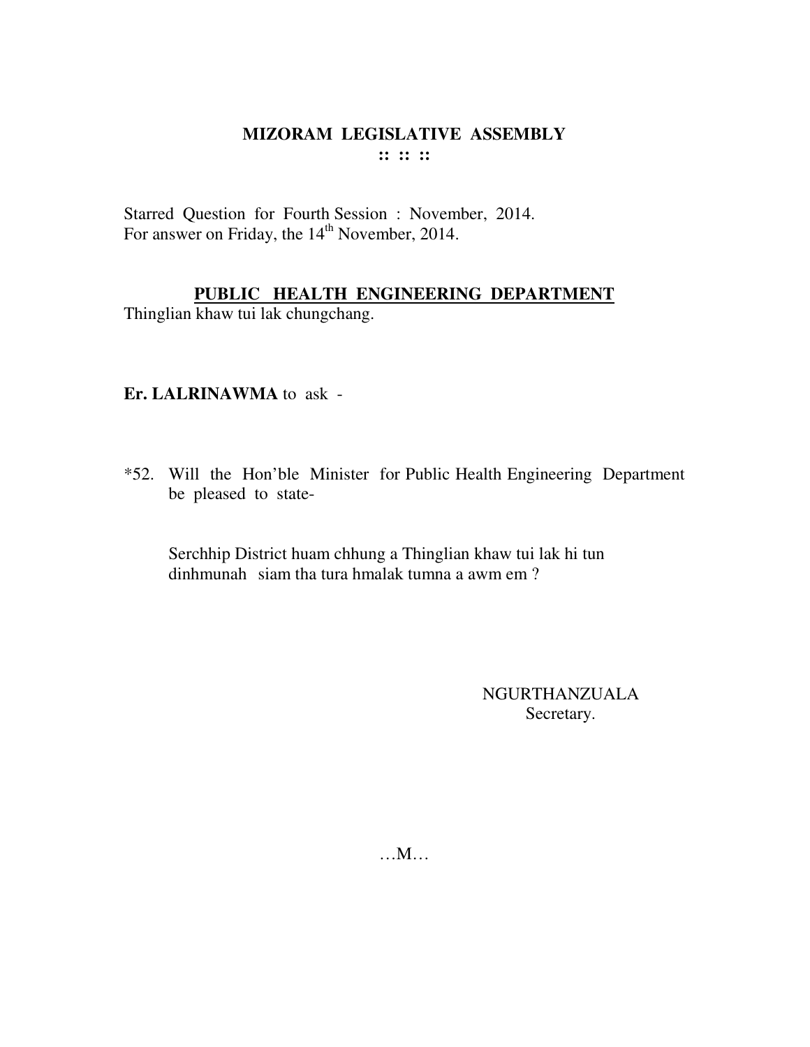# MIZORAM LEGISLATIVE ASSEMBLY

:: :: ::

Starred Question for Fourth Session : November, 2014.
For answer on Friday, the 14th November, 2014.

## PUBLIC HEALTH ENGINEERING DEPARTMENT

Thinglian khaw tui lak chungchang.

**Er. LALRINAWMA** to ask -

*52. Will the Hon'ble Minister for Public Health Engineering Department be pleased to state-

Serchhip District huam chhung a Thinglian khaw tui lak hi tun dinhmunah siam tha tura hmalak tumna a awm em ?

NGURTHANZUALA
Secretary.

…M…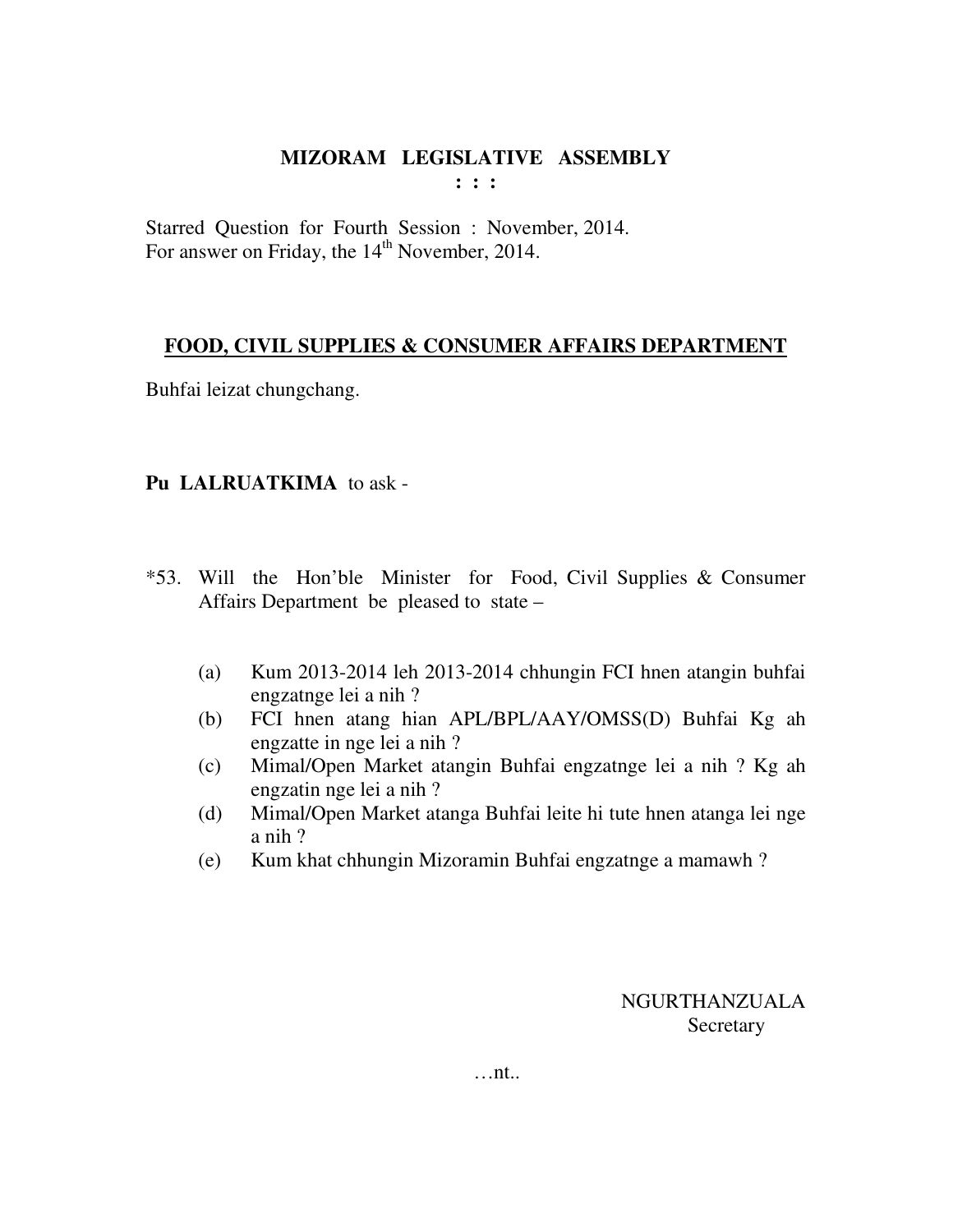# MIZORAM LEGISLATIVE ASSEMBLY

**: : :**

Starred Question for Fourth Session : November, 2014.
For answer on Friday, the 14th November, 2014.

**FOOD, CIVIL SUPPLIES & CONSUMER AFFAIRS DEPARTMENT**

Buhfai leizat chungchang.

**Pu LALRUATKIMA** to ask -

*53. Will the Hon'ble Minister for Food, Civil Supplies & Consumer Affairs Department be pleased to state –

(a) Kum 2013-2014 leh 2013-2014 chhungin FCI hnen atangin buhfai engzatnge lei a nih ?
(b) FCI hnen atang hian APL/BPL/AAY/OMSS(D) Buhfai Kg ah engzatte in nge lei a nih ?
(c) Mimal/Open Market atangin Buhfai engzatnge lei a nih ? Kg ah engzatin nge lei a nih ?
(d) Mimal/Open Market atanga Buhfai leite hi tute hnen atanga lei nge a nih ?
(e) Kum khat chhungin Mizoramin Buhfai engzatnge a mamawh ?

NGURTHANZUALA
Secretary

…nt..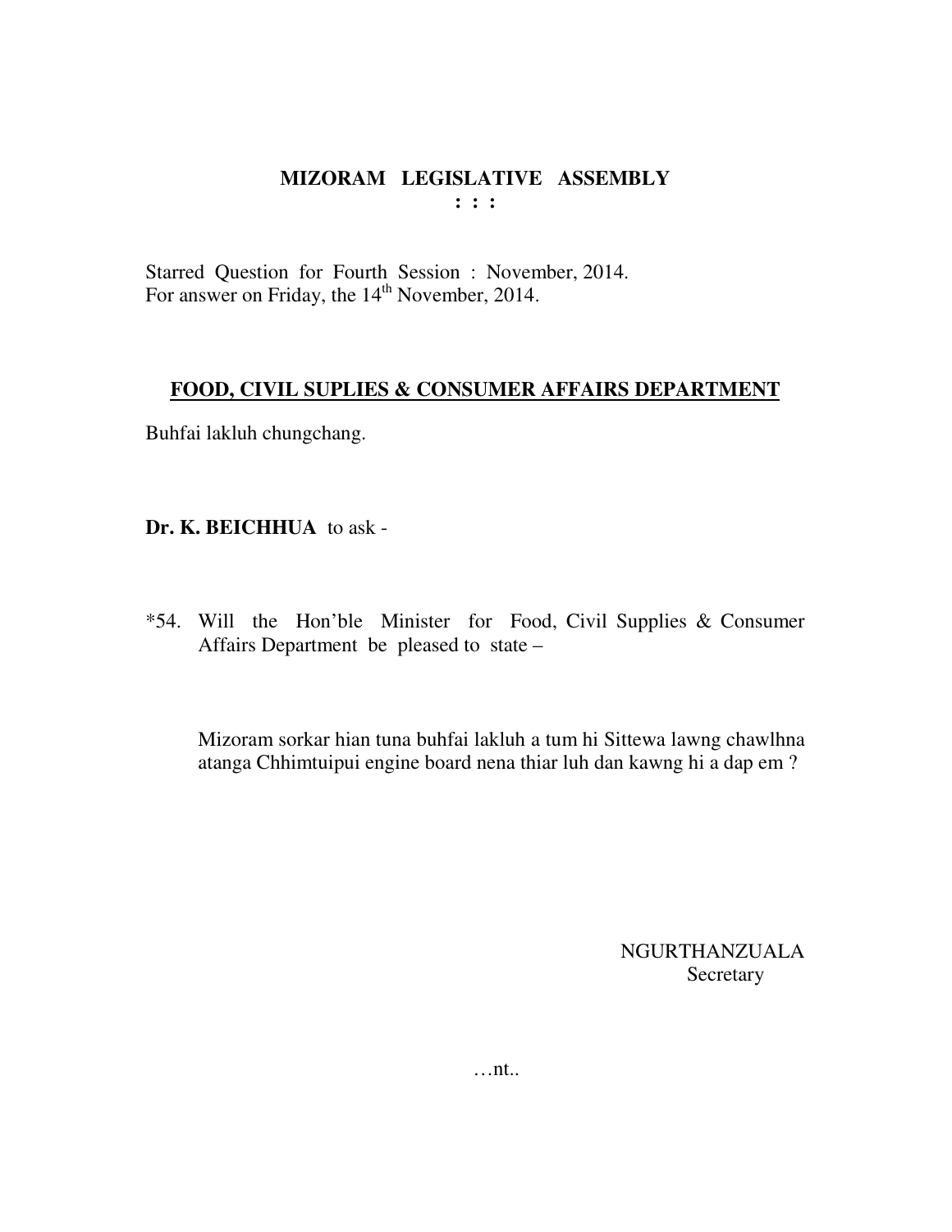# MIZORAM LEGISLATIVE ASSEMBLY

**: : :**

Starred Question for Fourth Session : November, 2014.
For answer on Friday, the 14th November, 2014.

## FOOD, CIVIL SUPLIES & CONSUMER AFFAIRS DEPARTMENT

Buhfai lakluh chungchang.

**Dr. K. BEICHHUA** to ask -

*54. Will the Hon'ble Minister for Food, Civil Supplies & Consumer Affairs Department be pleased to state –

Mizoram sorkar hian tuna buhfai lakluh a tum hi Sittewa lawng chawlhna atanga Chhimtuipui engine board nena thiar luh dan kawng hi a dap em ?

NGURTHANZUALA
Secretary

…nt..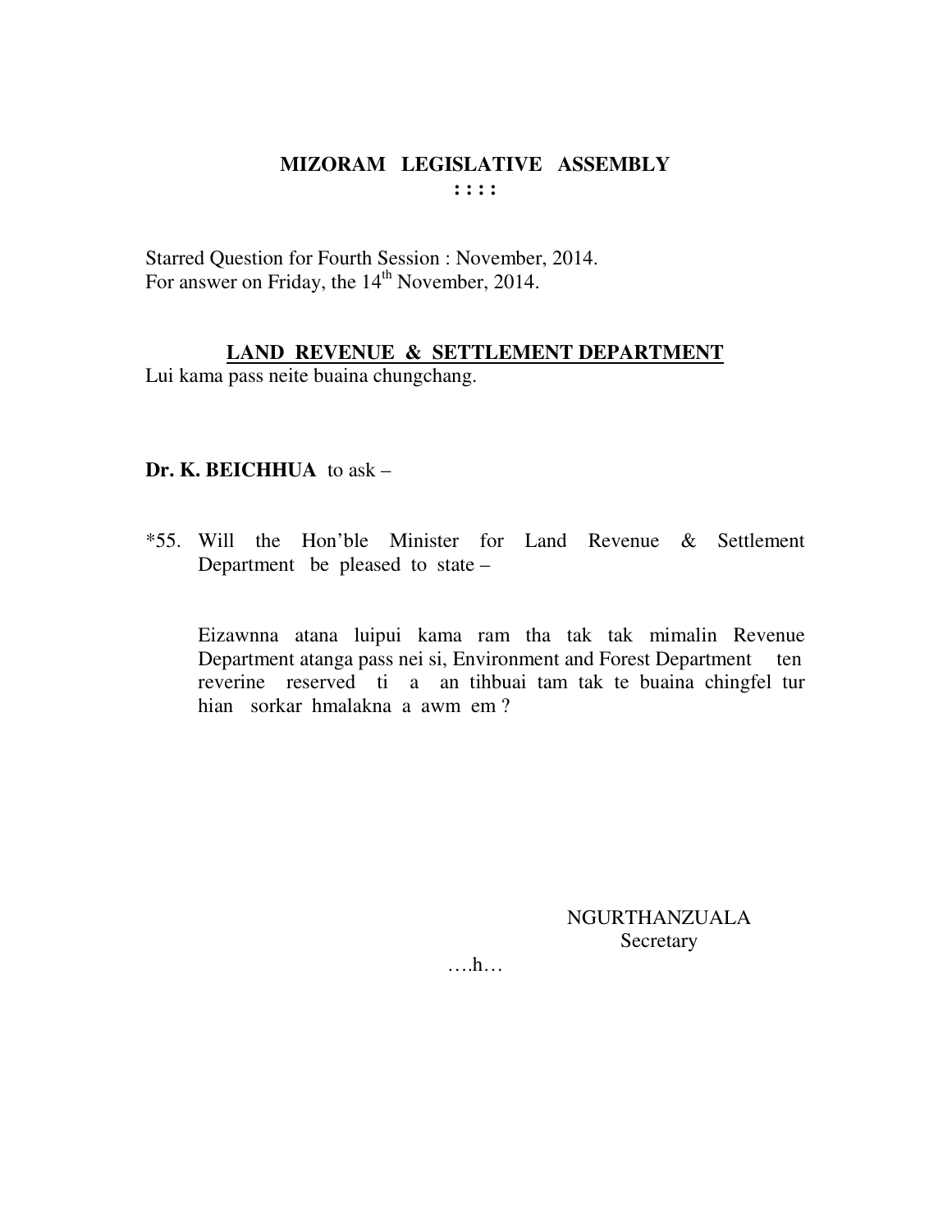# MIZORAM LEGISLATIVE ASSEMBLY

**: : : :**

Starred Question for Fourth Session : November, 2014.
For answer on Friday, the 14th November, 2014.

**LAND REVENUE & SETTLEMENT DEPARTMENT**

Lui kama pass neite buaina chungchang.

**Dr. K. BEICHHUA** to ask –

*55. Will the Hon'ble Minister for Land Revenue & Settlement Department be pleased to state –

Eizawnna atana luipui kama ram tha tak tak mimalin Revenue Department atanga pass nei si, Environment and Forest Department ten reverine reserved ti a an tihbuai tam tak te buaina chingfel tur hian sorkar hmalakna a awm em ?

NGURTHANZUALA
Secretary

….h…